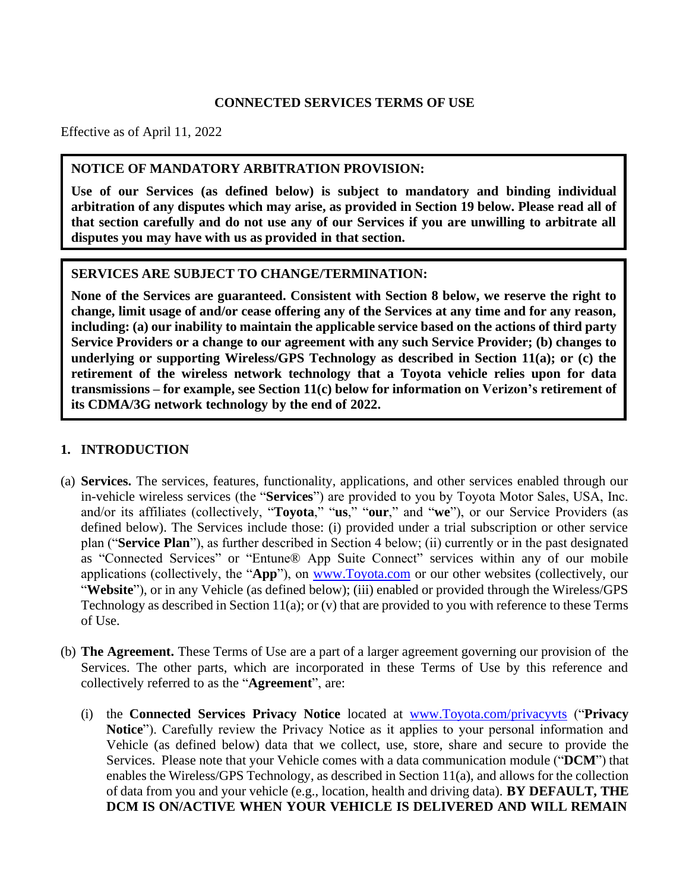# CONNECTED SERVICES TERMS OF USE

Effective as of April 11, 2022

**NOTICE OF MANDATORY ARBITRATION PROVISION:**

**Use of our Services (as defined below) is subject to mandatory and binding individual arbitration of any disputes which may arise, as provided in Section 19 below. Please read all of that section carefully and do not use any of our Services if you are unwilling to arbitrate all disputes you may have with us as provided in that section.**

**SERVICES ARE SUBJECT TO CHANGE/TERMINATION:**

**None of the Services are guaranteed. Consistent with Section 8 below, we reserve the right to change, limit usage of and/or cease offering any of the Services at any time and for any reason, including: (a) our inability to maintain the applicable service based on the actions of third party Service Providers or a change to our agreement with any such Service Provider; (b) changes to underlying or supporting Wireless/GPS Technology as described in Section 11(a); or (c) the retirement of the wireless network technology that a Toyota vehicle relies upon for data transmissions – for example, see Section 11(c) below for information on Verizon's retirement of its CDMA/3G network technology by the end of 2022.**

## 1. INTRODUCTION

(a) **Services.** The services, features, functionality, applications, and other services enabled through our in-vehicle wireless services (the "**Services**") are provided to you by Toyota Motor Sales, USA, Inc. and/or its affiliates (collectively, "**Toyota**," "**us**," "**our**," and "**we**"), or our Service Providers (as defined below). The Services include those: (i) provided under a trial subscription or other service plan ("**Service Plan**"), as further described in Section 4 below; (ii) currently or in the past designated as "Connected Services" or "Entune® App Suite Connect" services within any of our mobile applications (collectively, the "**App**"), on [www.Toyota.com](www.Toyota.com) or our other websites (collectively, our "**Website**"), or in any Vehicle (as defined below); (iii) enabled or provided through the Wireless/GPS Technology as described in Section 11(a); or (v) that are provided to you with reference to these Terms of Use.

(b) **The Agreement.** These Terms of Use are a part of a larger agreement governing our provision of the Services. The other parts, which are incorporated in these Terms of Use by this reference and collectively referred to as the "**Agreement**", are:

(i) the **Connected Services Privacy Notice** located at [www.Toyota.com/privacyvts](www.Toyota.com/privacyvts) ("**Privacy Notice**"). Carefully review the Privacy Notice as it applies to your personal information and Vehicle (as defined below) data that we collect, use, store, share and secure to provide the Services. Please note that your Vehicle comes with a data communication module ("**DCM**") that enables the Wireless/GPS Technology, as described in Section 11(a), and allows for the collection of data from you and your vehicle (e.g., location, health and driving data). **BY DEFAULT, THE DCM IS ON/ACTIVE WHEN YOUR VEHICLE IS DELIVERED AND WILL REMAIN**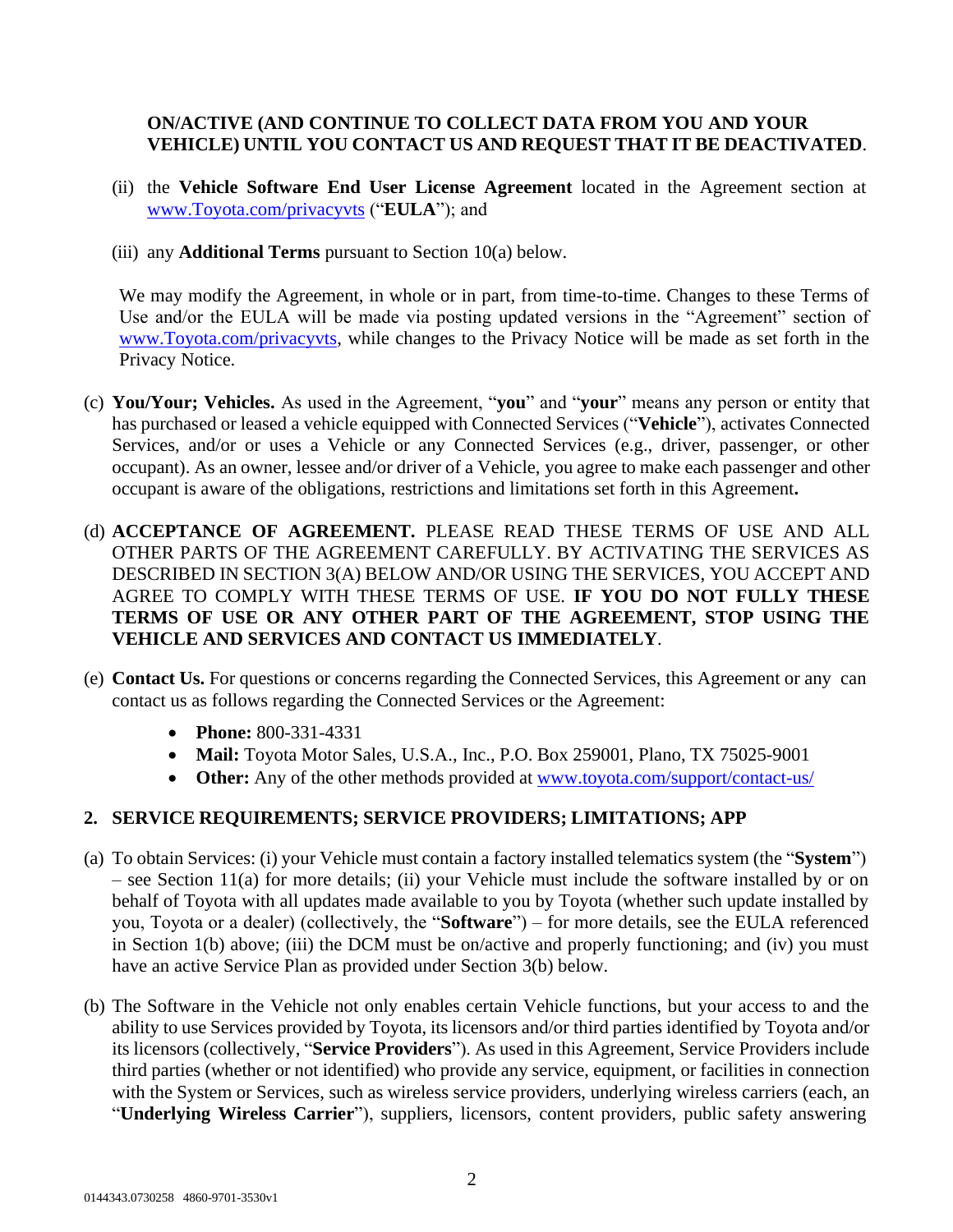**ON/ACTIVE (AND CONTINUE TO COLLECT DATA FROM YOU AND YOUR VEHICLE) UNTIL YOU CONTACT US AND REQUEST THAT IT BE DEACTIVATED**.

(ii) the **Vehicle Software End User License Agreement** located in the Agreement section at www.Toyota.com/privacyvts ("**EULA**"); and

(iii) any **Additional Terms** pursuant to Section 10(a) below.

We may modify the Agreement, in whole or in part, from time-to-time. Changes to these Terms of Use and/or the EULA will be made via posting updated versions in the "Agreement" section of www.Toyota.com/privacyvts, while changes to the Privacy Notice will be made as set forth in the Privacy Notice.

(c) **You/Your; Vehicles.** As used in the Agreement, "**you**" and "**your**" means any person or entity that has purchased or leased a vehicle equipped with Connected Services ("**Vehicle**"), activates Connected Services, and/or or uses a Vehicle or any Connected Services (e.g., driver, passenger, or other occupant). As an owner, lessee and/or driver of a Vehicle, you agree to make each passenger and other occupant is aware of the obligations, restrictions and limitations set forth in this Agreement**.**

(d) **ACCEPTANCE OF AGREEMENT.** PLEASE READ THESE TERMS OF USE AND ALL OTHER PARTS OF THE AGREEMENT CAREFULLY. BY ACTIVATING THE SERVICES AS DESCRIBED IN SECTION 3(A) BELOW AND/OR USING THE SERVICES, YOU ACCEPT AND AGREE TO COMPLY WITH THESE TERMS OF USE. **IF YOU DO NOT FULLY THESE TERMS OF USE OR ANY OTHER PART OF THE AGREEMENT, STOP USING THE VEHICLE AND SERVICES AND CONTACT US IMMEDIATELY**.

(e) **Contact Us.** For questions or concerns regarding the Connected Services, this Agreement or any can contact us as follows regarding the Connected Services or the Agreement:

- **Phone:** 800-331-4331
- **Mail:** Toyota Motor Sales, U.S.A., Inc., P.O. Box 259001, Plano, TX 75025-9001
- **Other:** Any of the other methods provided at www.toyota.com/support/contact-us/

## 2. SERVICE REQUIREMENTS; SERVICE PROVIDERS; LIMITATIONS; APP

(a) To obtain Services: (i) your Vehicle must contain a factory installed telematics system (the "**System**") – see Section 11(a) for more details; (ii) your Vehicle must include the software installed by or on behalf of Toyota with all updates made available to you by Toyota (whether such update installed by you, Toyota or a dealer) (collectively, the "**Software**") – for more details, see the EULA referenced in Section 1(b) above; (iii) the DCM must be on/active and properly functioning; and (iv) you must have an active Service Plan as provided under Section 3(b) below.

(b) The Software in the Vehicle not only enables certain Vehicle functions, but your access to and the ability to use Services provided by Toyota, its licensors and/or third parties identified by Toyota and/or its licensors (collectively, "**Service Providers**"). As used in this Agreement, Service Providers include third parties (whether or not identified) who provide any service, equipment, or facilities in connection with the System or Services, such as wireless service providers, underlying wireless carriers (each, an "**Underlying Wireless Carrier**"), suppliers, licensors, content providers, public safety answering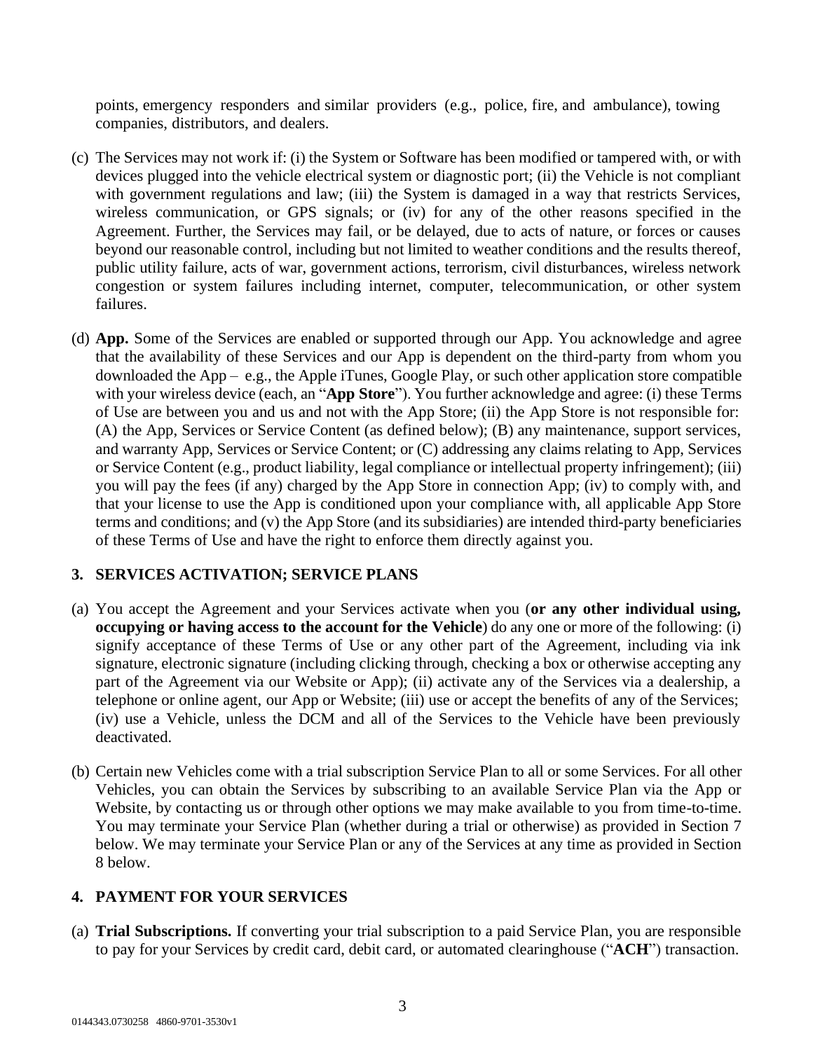points, emergency responders and similar providers (e.g., police, fire, and ambulance), towing companies, distributors, and dealers.

(c) The Services may not work if: (i) the System or Software has been modified or tampered with, or with devices plugged into the vehicle electrical system or diagnostic port; (ii) the Vehicle is not compliant with government regulations and law; (iii) the System is damaged in a way that restricts Services, wireless communication, or GPS signals; or (iv) for any of the other reasons specified in the Agreement. Further, the Services may fail, or be delayed, due to acts of nature, or forces or causes beyond our reasonable control, including but not limited to weather conditions and the results thereof, public utility failure, acts of war, government actions, terrorism, civil disturbances, wireless network congestion or system failures including internet, computer, telecommunication, or other system failures.

(d) **App.** Some of the Services are enabled or supported through our App. You acknowledge and agree that the availability of these Services and our App is dependent on the third-party from whom you downloaded the App – e.g., the Apple iTunes, Google Play, or such other application store compatible with your wireless device (each, an "**App Store**"). You further acknowledge and agree: (i) these Terms of Use are between you and us and not with the App Store; (ii) the App Store is not responsible for: (A) the App, Services or Service Content (as defined below); (B) any maintenance, support services, and warranty App, Services or Service Content; or (C) addressing any claims relating to App, Services or Service Content (e.g., product liability, legal compliance or intellectual property infringement); (iii) you will pay the fees (if any) charged by the App Store in connection App; (iv) to comply with, and that your license to use the App is conditioned upon your compliance with, all applicable App Store terms and conditions; and (v) the App Store (and its subsidiaries) are intended third-party beneficiaries of these Terms of Use and have the right to enforce them directly against you.

## 3. SERVICES ACTIVATION; SERVICE PLANS

(a) You accept the Agreement and your Services activate when you (**or any other individual using, occupying or having access to the account for the Vehicle**) do any one or more of the following: (i) signify acceptance of these Terms of Use or any other part of the Agreement, including via ink signature, electronic signature (including clicking through, checking a box or otherwise accepting any part of the Agreement via our Website or App); (ii) activate any of the Services via a dealership, a telephone or online agent, our App or Website; (iii) use or accept the benefits of any of the Services; (iv) use a Vehicle, unless the DCM and all of the Services to the Vehicle have been previously deactivated.

(b) Certain new Vehicles come with a trial subscription Service Plan to all or some Services. For all other Vehicles, you can obtain the Services by subscribing to an available Service Plan via the App or Website, by contacting us or through other options we may make available to you from time-to-time. You may terminate your Service Plan (whether during a trial or otherwise) as provided in Section 7 below. We may terminate your Service Plan or any of the Services at any time as provided in Section 8 below.

## 4. PAYMENT FOR YOUR SERVICES

(a) **Trial Subscriptions.** If converting your trial subscription to a paid Service Plan, you are responsible to pay for your Services by credit card, debit card, or automated clearinghouse ("**ACH**") transaction.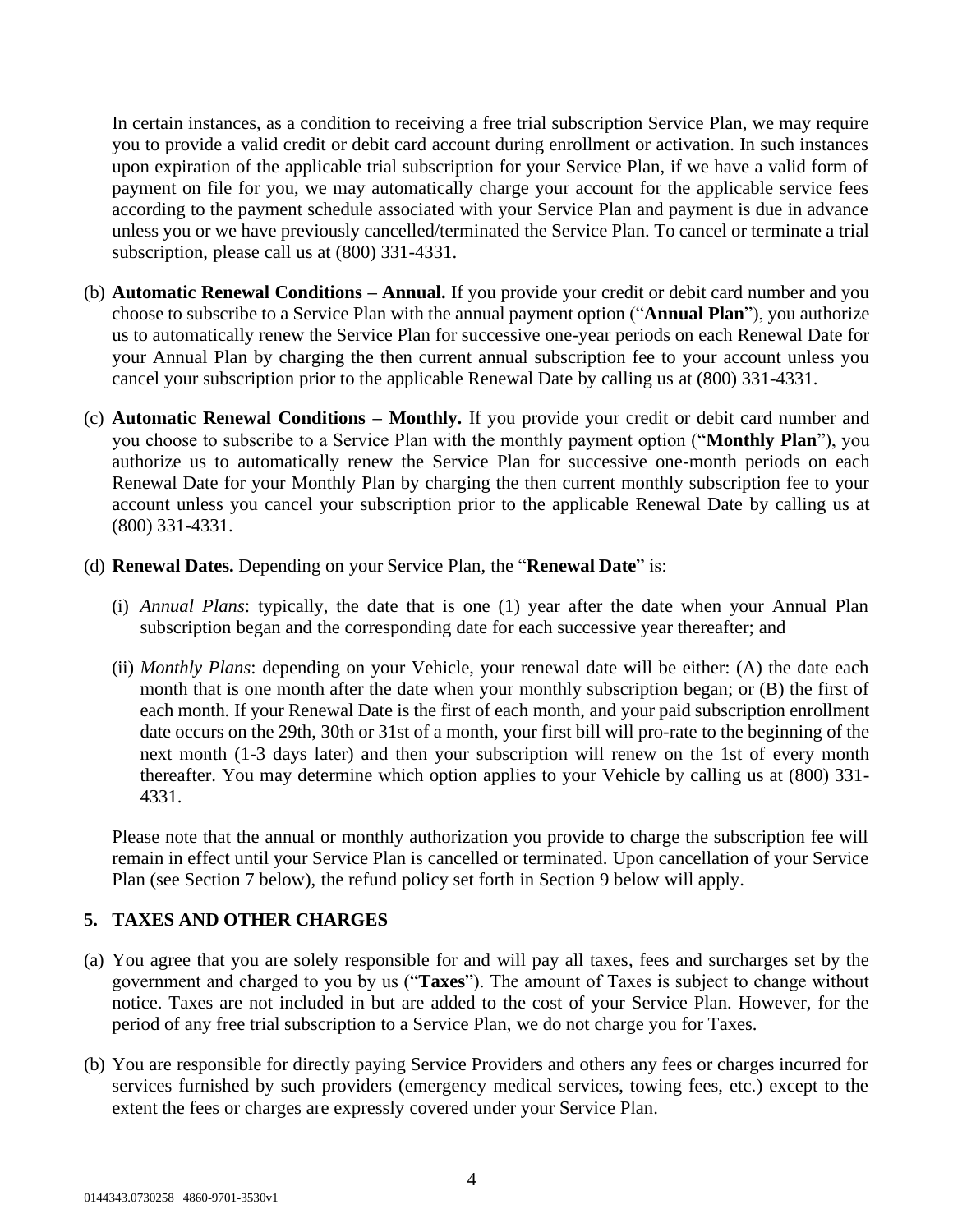In certain instances, as a condition to receiving a free trial subscription Service Plan, we may require you to provide a valid credit or debit card account during enrollment or activation. In such instances upon expiration of the applicable trial subscription for your Service Plan, if we have a valid form of payment on file for you, we may automatically charge your account for the applicable service fees according to the payment schedule associated with your Service Plan and payment is due in advance unless you or we have previously cancelled/terminated the Service Plan. To cancel or terminate a trial subscription, please call us at (800) 331-4331.

(b) **Automatic Renewal Conditions – Annual.** If you provide your credit or debit card number and you choose to subscribe to a Service Plan with the annual payment option ("**Annual Plan**"), you authorize us to automatically renew the Service Plan for successive one-year periods on each Renewal Date for your Annual Plan by charging the then current annual subscription fee to your account unless you cancel your subscription prior to the applicable Renewal Date by calling us at (800) 331-4331.

(c) **Automatic Renewal Conditions – Monthly.** If you provide your credit or debit card number and you choose to subscribe to a Service Plan with the monthly payment option ("**Monthly Plan**"), you authorize us to automatically renew the Service Plan for successive one-month periods on each Renewal Date for your Monthly Plan by charging the then current monthly subscription fee to your account unless you cancel your subscription prior to the applicable Renewal Date by calling us at (800) 331-4331.

(d) **Renewal Dates.** Depending on your Service Plan, the "**Renewal Date**" is:

(i) *Annual Plans*: typically, the date that is one (1) year after the date when your Annual Plan subscription began and the corresponding date for each successive year thereafter; and

(ii) *Monthly Plans*: depending on your Vehicle, your renewal date will be either: (A) the date each month that is one month after the date when your monthly subscription began; or (B) the first of each month. If your Renewal Date is the first of each month, and your paid subscription enrollment date occurs on the 29th, 30th or 31st of a month, your first bill will pro-rate to the beginning of the next month (1-3 days later) and then your subscription will renew on the 1st of every month thereafter. You may determine which option applies to your Vehicle by calling us at (800) 331-4331.

Please note that the annual or monthly authorization you provide to charge the subscription fee will remain in effect until your Service Plan is cancelled or terminated. Upon cancellation of your Service Plan (see Section 7 below), the refund policy set forth in Section 9 below will apply.

## 5. TAXES AND OTHER CHARGES

(a) You agree that you are solely responsible for and will pay all taxes, fees and surcharges set by the government and charged to you by us ("**Taxes**"). The amount of Taxes is subject to change without notice. Taxes are not included in but are added to the cost of your Service Plan. However, for the period of any free trial subscription to a Service Plan, we do not charge you for Taxes.

(b) You are responsible for directly paying Service Providers and others any fees or charges incurred for services furnished by such providers (emergency medical services, towing fees, etc.) except to the extent the fees or charges are expressly covered under your Service Plan.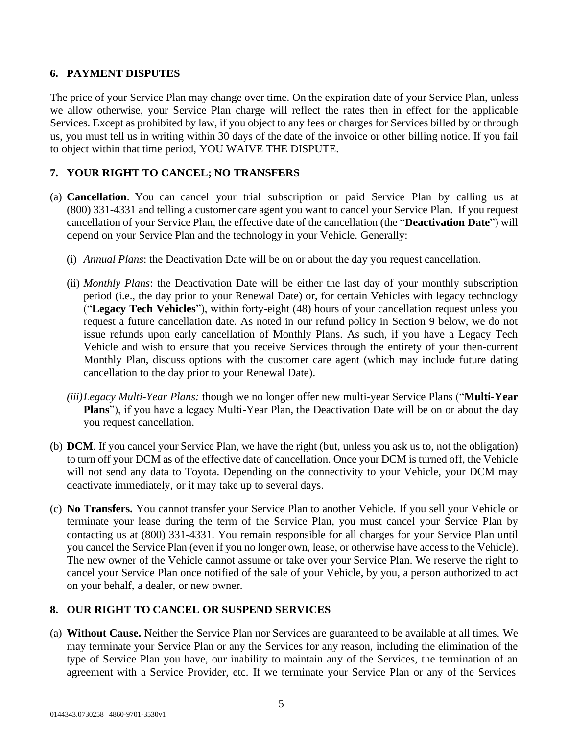## 6. PAYMENT DISPUTES

The price of your Service Plan may change over time. On the expiration date of your Service Plan, unless we allow otherwise, your Service Plan charge will reflect the rates then in effect for the applicable Services. Except as prohibited by law, if you object to any fees or charges for Services billed by or through us, you must tell us in writing within 30 days of the date of the invoice or other billing notice. If you fail to object within that time period, YOU WAIVE THE DISPUTE.

## 7. YOUR RIGHT TO CANCEL; NO TRANSFERS

(a) **Cancellation**. You can cancel your trial subscription or paid Service Plan by calling us at (800) 331-4331 and telling a customer care agent you want to cancel your Service Plan. If you request cancellation of your Service Plan, the effective date of the cancellation (the "**Deactivation Date**") will depend on your Service Plan and the technology in your Vehicle. Generally:

(i) *Annual Plans*: the Deactivation Date will be on or about the day you request cancellation.

(ii) *Monthly Plans*: the Deactivation Date will be either the last day of your monthly subscription period (i.e., the day prior to your Renewal Date) or, for certain Vehicles with legacy technology ("**Legacy Tech Vehicles**"), within forty-eight (48) hours of your cancellation request unless you request a future cancellation date. As noted in our refund policy in Section 9 below, we do not issue refunds upon early cancellation of Monthly Plans. As such, if you have a Legacy Tech Vehicle and wish to ensure that you receive Services through the entirety of your then-current Monthly Plan, discuss options with the customer care agent (which may include future dating cancellation to the day prior to your Renewal Date).

*(iii) Legacy Multi-Year Plans:* though we no longer offer new multi-year Service Plans ("**Multi-Year Plans**"), if you have a legacy Multi-Year Plan, the Deactivation Date will be on or about the day you request cancellation.

(b) **DCM**. If you cancel your Service Plan, we have the right (but, unless you ask us to, not the obligation) to turn off your DCM as of the effective date of cancellation. Once your DCM is turned off, the Vehicle will not send any data to Toyota. Depending on the connectivity to your Vehicle, your DCM may deactivate immediately, or it may take up to several days.

(c) **No Transfers.** You cannot transfer your Service Plan to another Vehicle. If you sell your Vehicle or terminate your lease during the term of the Service Plan, you must cancel your Service Plan by contacting us at (800) 331-4331. You remain responsible for all charges for your Service Plan until you cancel the Service Plan (even if you no longer own, lease, or otherwise have access to the Vehicle). The new owner of the Vehicle cannot assume or take over your Service Plan. We reserve the right to cancel your Service Plan once notified of the sale of your Vehicle, by you, a person authorized to act on your behalf, a dealer, or new owner.

## 8. OUR RIGHT TO CANCEL OR SUSPEND SERVICES

(a) **Without Cause.** Neither the Service Plan nor Services are guaranteed to be available at all times. We may terminate your Service Plan or any the Services for any reason, including the elimination of the type of Service Plan you have, our inability to maintain any of the Services, the termination of an agreement with a Service Provider, etc. If we terminate your Service Plan or any of the Services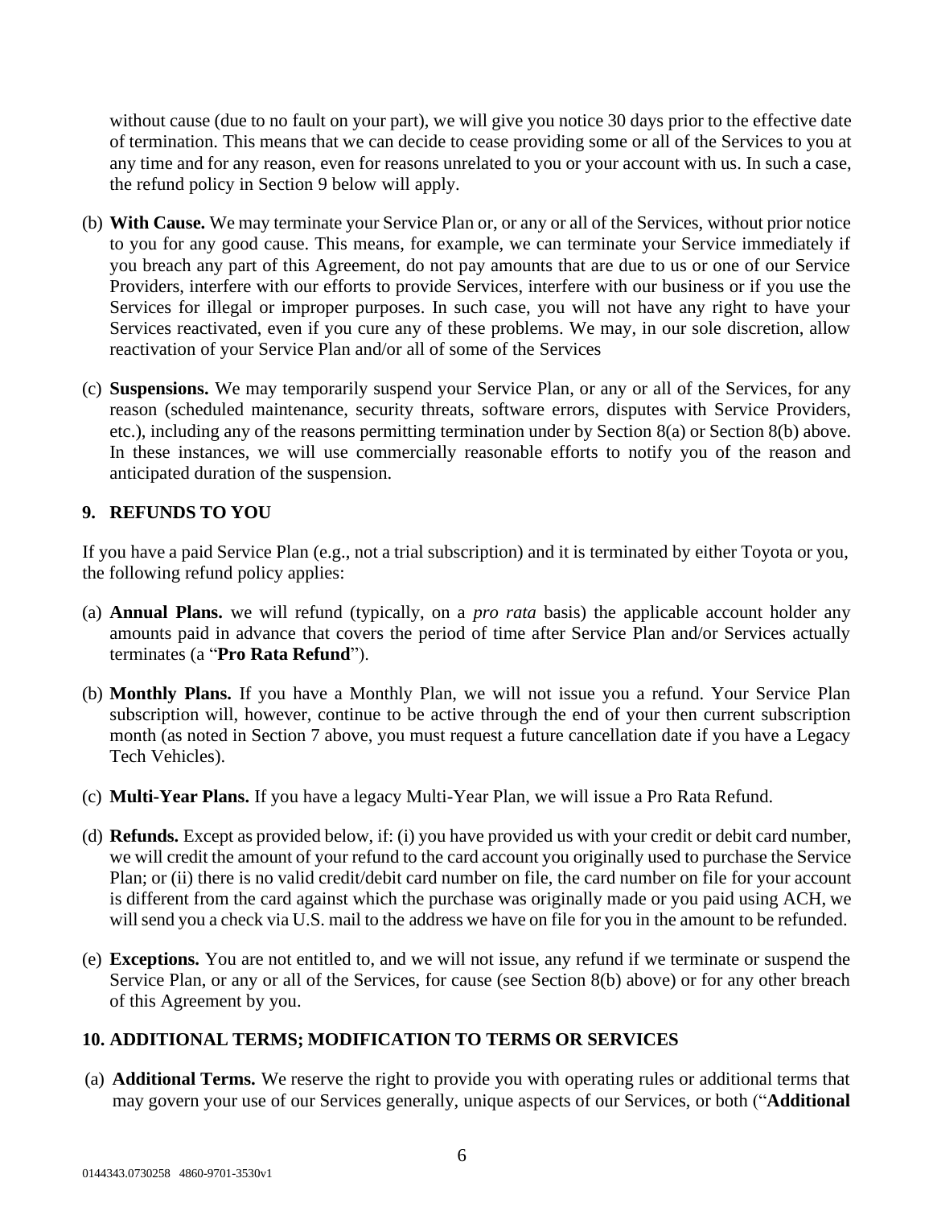without cause (due to no fault on your part), we will give you notice 30 days prior to the effective date of termination. This means that we can decide to cease providing some or all of the Services to you at any time and for any reason, even for reasons unrelated to you or your account with us. In such a case, the refund policy in Section 9 below will apply.

(b) **With Cause.** We may terminate your Service Plan or, or any or all of the Services, without prior notice to you for any good cause. This means, for example, we can terminate your Service immediately if you breach any part of this Agreement, do not pay amounts that are due to us or one of our Service Providers, interfere with our efforts to provide Services, interfere with our business or if you use the Services for illegal or improper purposes. In such case, you will not have any right to have your Services reactivated, even if you cure any of these problems. We may, in our sole discretion, allow reactivation of your Service Plan and/or all of some of the Services

(c) **Suspensions.** We may temporarily suspend your Service Plan, or any or all of the Services, for any reason (scheduled maintenance, security threats, software errors, disputes with Service Providers, etc.), including any of the reasons permitting termination under by Section 8(a) or Section 8(b) above. In these instances, we will use commercially reasonable efforts to notify you of the reason and anticipated duration of the suspension.

## 9. REFUNDS TO YOU

If you have a paid Service Plan (e.g., not a trial subscription) and it is terminated by either Toyota or you, the following refund policy applies:

(a) **Annual Plans.** we will refund (typically, on a *pro rata* basis) the applicable account holder any amounts paid in advance that covers the period of time after Service Plan and/or Services actually terminates (a "**Pro Rata Refund**").

(b) **Monthly Plans.** If you have a Monthly Plan, we will not issue you a refund. Your Service Plan subscription will, however, continue to be active through the end of your then current subscription month (as noted in Section 7 above, you must request a future cancellation date if you have a Legacy Tech Vehicles).

(c) **Multi-Year Plans.** If you have a legacy Multi-Year Plan, we will issue a Pro Rata Refund.

(d) **Refunds.** Except as provided below, if: (i) you have provided us with your credit or debit card number, we will credit the amount of your refund to the card account you originally used to purchase the Service Plan; or (ii) there is no valid credit/debit card number on file, the card number on file for your account is different from the card against which the purchase was originally made or you paid using ACH, we will send you a check via U.S. mail to the address we have on file for you in the amount to be refunded.

(e) **Exceptions.** You are not entitled to, and we will not issue, any refund if we terminate or suspend the Service Plan, or any or all of the Services, for cause (see Section 8(b) above) or for any other breach of this Agreement by you.

## 10. ADDITIONAL TERMS; MODIFICATION TO TERMS OR SERVICES

(a) **Additional Terms.** We reserve the right to provide you with operating rules or additional terms that may govern your use of our Services generally, unique aspects of our Services, or both ("**Additional**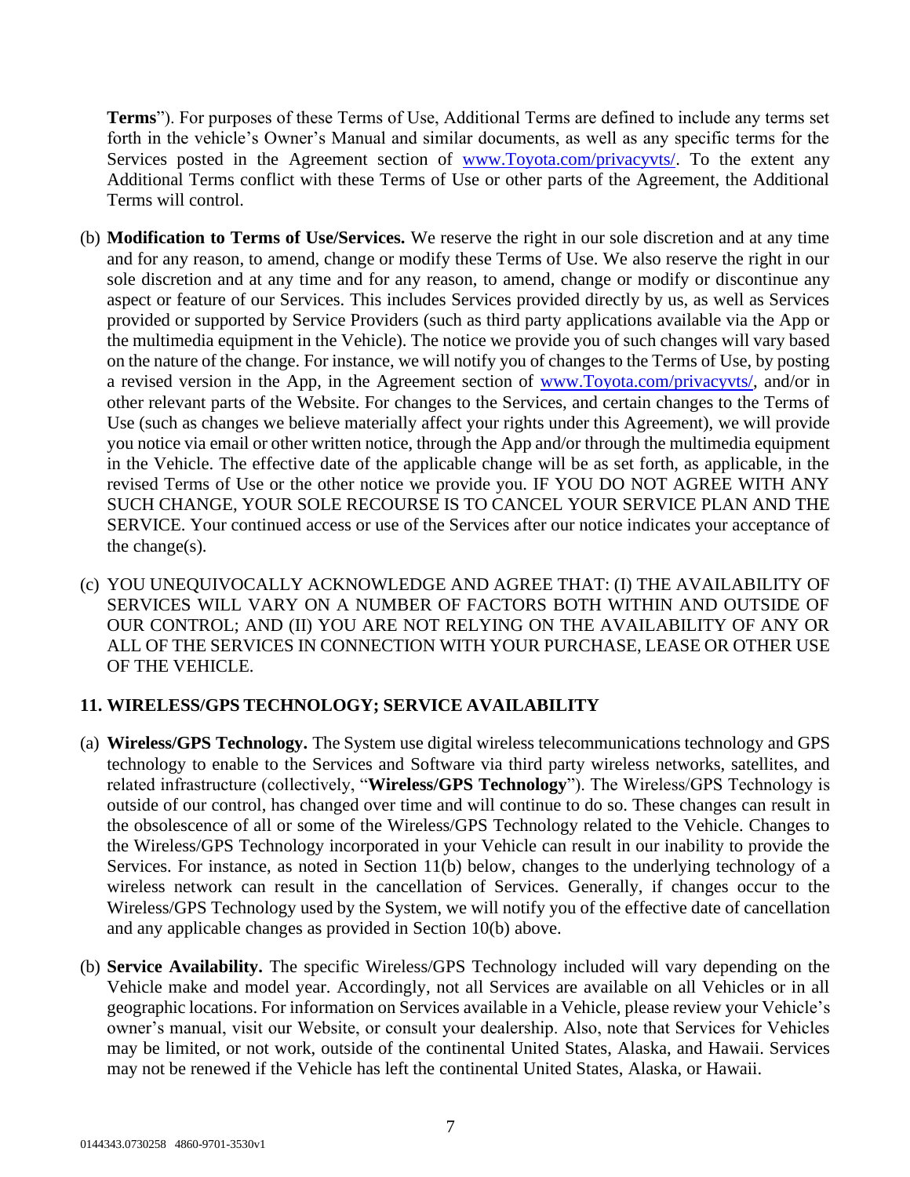**Terms**"). For purposes of these Terms of Use, Additional Terms are defined to include any terms set forth in the vehicle's Owner's Manual and similar documents, as well as any specific terms for the Services posted in the Agreement section of www.Toyota.com/privacyvts/. To the extent any Additional Terms conflict with these Terms of Use or other parts of the Agreement, the Additional Terms will control.

(b) **Modification to Terms of Use/Services.** We reserve the right in our sole discretion and at any time and for any reason, to amend, change or modify these Terms of Use. We also reserve the right in our sole discretion and at any time and for any reason, to amend, change or modify or discontinue any aspect or feature of our Services. This includes Services provided directly by us, as well as Services provided or supported by Service Providers (such as third party applications available via the App or the multimedia equipment in the Vehicle). The notice we provide you of such changes will vary based on the nature of the change. For instance, we will notify you of changes to the Terms of Use, by posting a revised version in the App, in the Agreement section of www.Toyota.com/privacyvts/, and/or in other relevant parts of the Website. For changes to the Services, and certain changes to the Terms of Use (such as changes we believe materially affect your rights under this Agreement), we will provide you notice via email or other written notice, through the App and/or through the multimedia equipment in the Vehicle. The effective date of the applicable change will be as set forth, as applicable, in the revised Terms of Use or the other notice we provide you. IF YOU DO NOT AGREE WITH ANY SUCH CHANGE, YOUR SOLE RECOURSE IS TO CANCEL YOUR SERVICE PLAN AND THE SERVICE. Your continued access or use of the Services after our notice indicates your acceptance of the change(s).

(c) YOU UNEQUIVOCALLY ACKNOWLEDGE AND AGREE THAT: (I) THE AVAILABILITY OF SERVICES WILL VARY ON A NUMBER OF FACTORS BOTH WITHIN AND OUTSIDE OF OUR CONTROL; AND (II) YOU ARE NOT RELYING ON THE AVAILABILITY OF ANY OR ALL OF THE SERVICES IN CONNECTION WITH YOUR PURCHASE, LEASE OR OTHER USE OF THE VEHICLE.

## 11. WIRELESS/GPS TECHNOLOGY; SERVICE AVAILABILITY

(a) **Wireless/GPS Technology.** The System use digital wireless telecommunications technology and GPS technology to enable to the Services and Software via third party wireless networks, satellites, and related infrastructure (collectively, "**Wireless/GPS Technology**"). The Wireless/GPS Technology is outside of our control, has changed over time and will continue to do so. These changes can result in the obsolescence of all or some of the Wireless/GPS Technology related to the Vehicle. Changes to the Wireless/GPS Technology incorporated in your Vehicle can result in our inability to provide the Services. For instance, as noted in Section 11(b) below, changes to the underlying technology of a wireless network can result in the cancellation of Services. Generally, if changes occur to the Wireless/GPS Technology used by the System, we will notify you of the effective date of cancellation and any applicable changes as provided in Section 10(b) above.

(b) **Service Availability.** The specific Wireless/GPS Technology included will vary depending on the Vehicle make and model year. Accordingly, not all Services are available on all Vehicles or in all geographic locations. For information on Services available in a Vehicle, please review your Vehicle's owner's manual, visit our Website, or consult your dealership. Also, note that Services for Vehicles may be limited, or not work, outside of the continental United States, Alaska, and Hawaii. Services may not be renewed if the Vehicle has left the continental United States, Alaska, or Hawaii.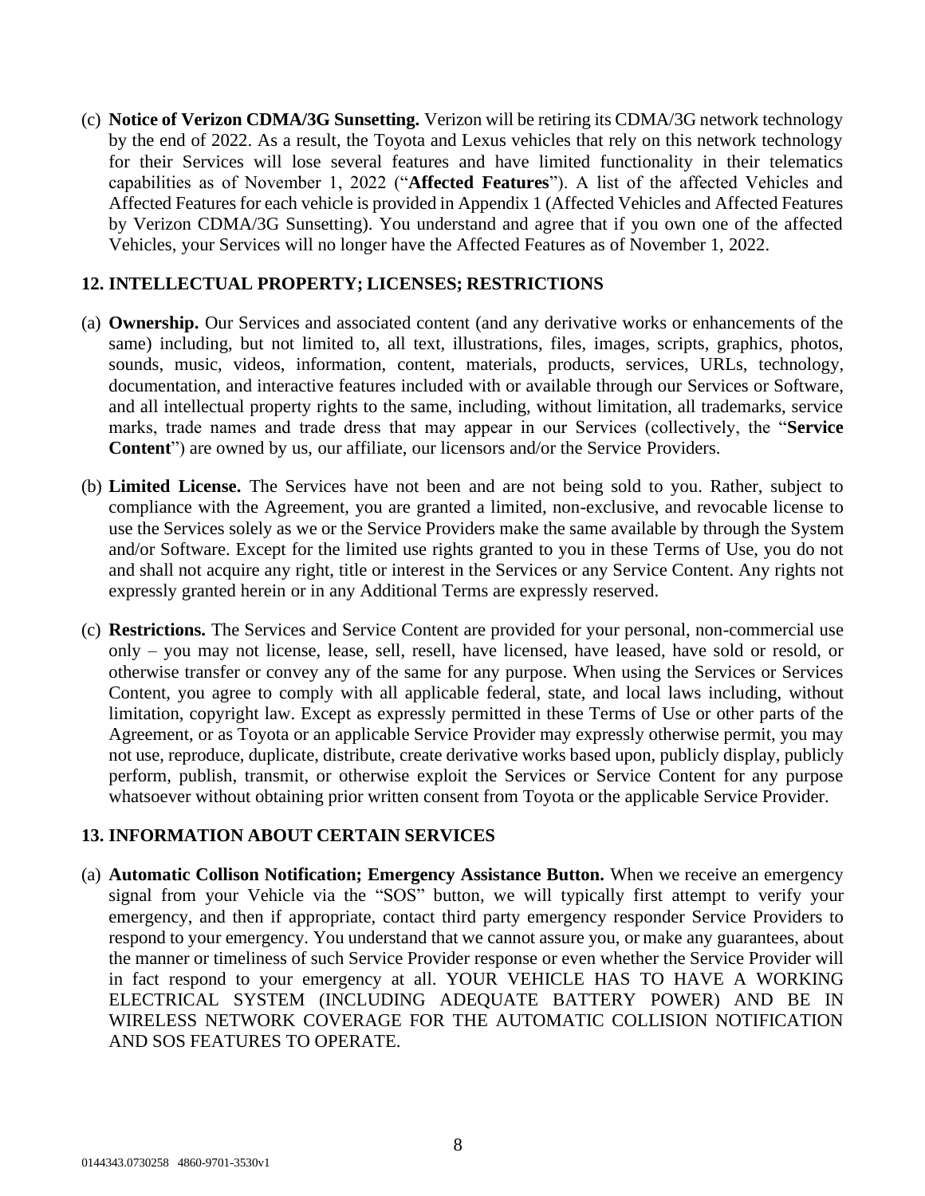(c) **Notice of Verizon CDMA/3G Sunsetting.** Verizon will be retiring its CDMA/3G network technology by the end of 2022. As a result, the Toyota and Lexus vehicles that rely on this network technology for their Services will lose several features and have limited functionality in their telematics capabilities as of November 1, 2022 ("**Affected Features**"). A list of the affected Vehicles and Affected Features for each vehicle is provided in Appendix 1 (Affected Vehicles and Affected Features by Verizon CDMA/3G Sunsetting). You understand and agree that if you own one of the affected Vehicles, your Services will no longer have the Affected Features as of November 1, 2022.

## 12. INTELLECTUAL PROPERTY; LICENSES; RESTRICTIONS

(a) **Ownership.** Our Services and associated content (and any derivative works or enhancements of the same) including, but not limited to, all text, illustrations, files, images, scripts, graphics, photos, sounds, music, videos, information, content, materials, products, services, URLs, technology, documentation, and interactive features included with or available through our Services or Software, and all intellectual property rights to the same, including, without limitation, all trademarks, service marks, trade names and trade dress that may appear in our Services (collectively, the "**Service Content**") are owned by us, our affiliate, our licensors and/or the Service Providers.

(b) **Limited License.** The Services have not been and are not being sold to you. Rather, subject to compliance with the Agreement, you are granted a limited, non-exclusive, and revocable license to use the Services solely as we or the Service Providers make the same available by through the System and/or Software. Except for the limited use rights granted to you in these Terms of Use, you do not and shall not acquire any right, title or interest in the Services or any Service Content. Any rights not expressly granted herein or in any Additional Terms are expressly reserved.

(c) **Restrictions.** The Services and Service Content are provided for your personal, non-commercial use only – you may not license, lease, sell, resell, have licensed, have leased, have sold or resold, or otherwise transfer or convey any of the same for any purpose. When using the Services or Services Content, you agree to comply with all applicable federal, state, and local laws including, without limitation, copyright law. Except as expressly permitted in these Terms of Use or other parts of the Agreement, or as Toyota or an applicable Service Provider may expressly otherwise permit, you may not use, reproduce, duplicate, distribute, create derivative works based upon, publicly display, publicly perform, publish, transmit, or otherwise exploit the Services or Service Content for any purpose whatsoever without obtaining prior written consent from Toyota or the applicable Service Provider.

## 13. INFORMATION ABOUT CERTAIN SERVICES

(a) **Automatic Collison Notification; Emergency Assistance Button.** When we receive an emergency signal from your Vehicle via the "SOS" button, we will typically first attempt to verify your emergency, and then if appropriate, contact third party emergency responder Service Providers to respond to your emergency. You understand that we cannot assure you, or make any guarantees, about the manner or timeliness of such Service Provider response or even whether the Service Provider will in fact respond to your emergency at all. YOUR VEHICLE HAS TO HAVE A WORKING ELECTRICAL SYSTEM (INCLUDING ADEQUATE BATTERY POWER) AND BE IN WIRELESS NETWORK COVERAGE FOR THE AUTOMATIC COLLISION NOTIFICATION AND SOS FEATURES TO OPERATE.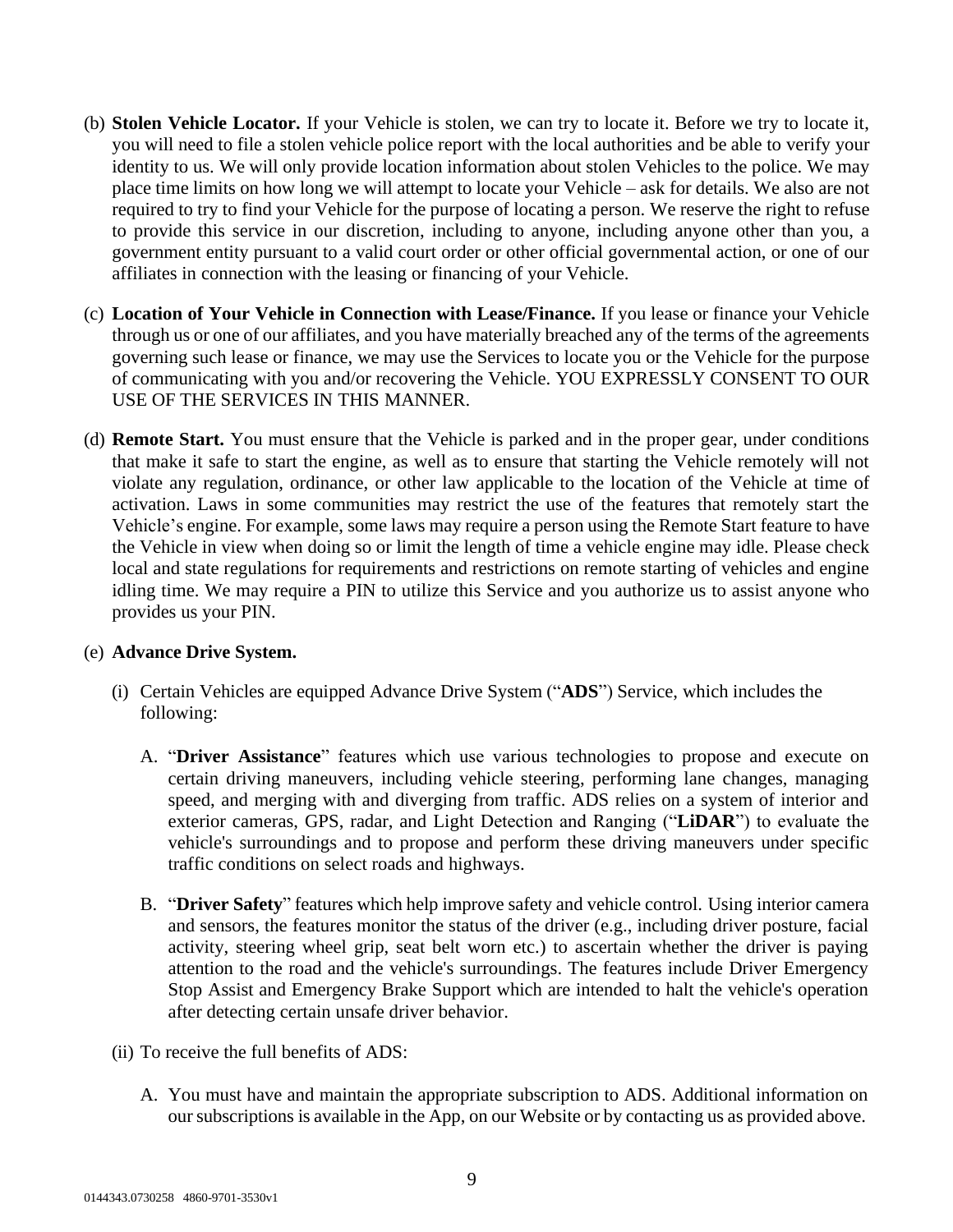(b) **Stolen Vehicle Locator.** If your Vehicle is stolen, we can try to locate it. Before we try to locate it, you will need to file a stolen vehicle police report with the local authorities and be able to verify your identity to us. We will only provide location information about stolen Vehicles to the police. We may place time limits on how long we will attempt to locate your Vehicle – ask for details. We also are not required to try to find your Vehicle for the purpose of locating a person. We reserve the right to refuse to provide this service in our discretion, including to anyone, including anyone other than you, a government entity pursuant to a valid court order or other official governmental action, or one of our affiliates in connection with the leasing or financing of your Vehicle.

(c) **Location of Your Vehicle in Connection with Lease/Finance.** If you lease or finance your Vehicle through us or one of our affiliates, and you have materially breached any of the terms of the agreements governing such lease or finance, we may use the Services to locate you or the Vehicle for the purpose of communicating with you and/or recovering the Vehicle. YOU EXPRESSLY CONSENT TO OUR USE OF THE SERVICES IN THIS MANNER.

(d) **Remote Start.** You must ensure that the Vehicle is parked and in the proper gear, under conditions that make it safe to start the engine, as well as to ensure that starting the Vehicle remotely will not violate any regulation, ordinance, or other law applicable to the location of the Vehicle at time of activation. Laws in some communities may restrict the use of the features that remotely start the Vehicle's engine. For example, some laws may require a person using the Remote Start feature to have the Vehicle in view when doing so or limit the length of time a vehicle engine may idle. Please check local and state regulations for requirements and restrictions on remote starting of vehicles and engine idling time. We may require a PIN to utilize this Service and you authorize us to assist anyone who provides us your PIN.

(e) **Advance Drive System.**

   (i) Certain Vehicles are equipped Advance Drive System ("**ADS**") Service, which includes the following:

      A. "**Driver Assistance**" features which use various technologies to propose and execute on certain driving maneuvers, including vehicle steering, performing lane changes, managing speed, and merging with and diverging from traffic. ADS relies on a system of interior and exterior cameras, GPS, radar, and Light Detection and Ranging ("**LiDAR**") to evaluate the vehicle's surroundings and to propose and perform these driving maneuvers under specific traffic conditions on select roads and highways.

      B. "**Driver Safety**" features which help improve safety and vehicle control. Using interior camera and sensors, the features monitor the status of the driver (e.g., including driver posture, facial activity, steering wheel grip, seat belt worn etc.) to ascertain whether the driver is paying attention to the road and the vehicle's surroundings. The features include Driver Emergency Stop Assist and Emergency Brake Support which are intended to halt the vehicle's operation after detecting certain unsafe driver behavior.

   (ii) To receive the full benefits of ADS:

      A. You must have and maintain the appropriate subscription to ADS. Additional information on our subscriptions is available in the App, on our Website or by contacting us as provided above.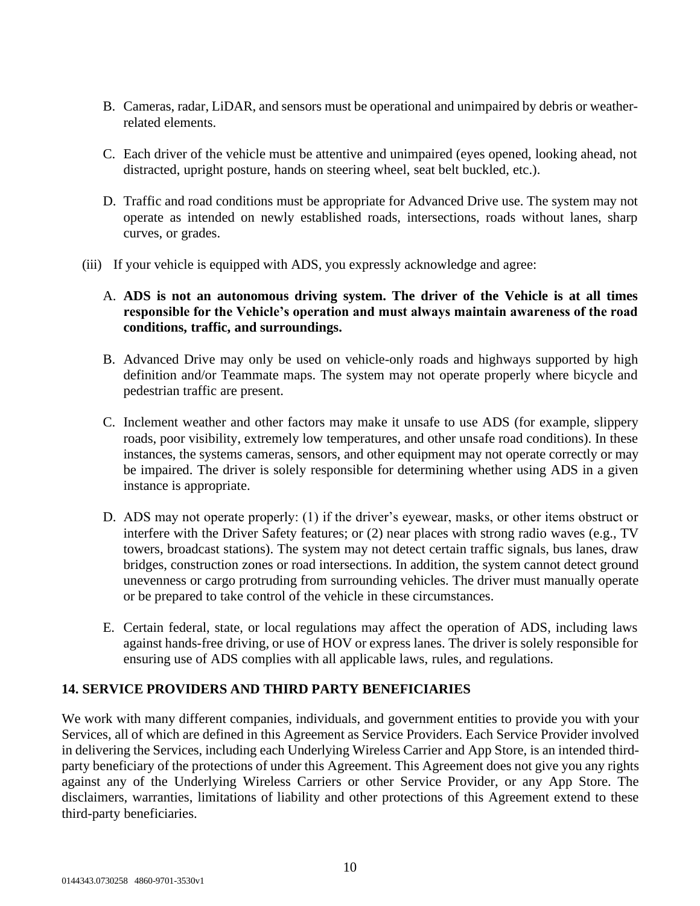B. Cameras, radar, LiDAR, and sensors must be operational and unimpaired by debris or weather-related elements.

C. Each driver of the vehicle must be attentive and unimpaired (eyes opened, looking ahead, not distracted, upright posture, hands on steering wheel, seat belt buckled, etc.).

D. Traffic and road conditions must be appropriate for Advanced Drive use. The system may not operate as intended on newly established roads, intersections, roads without lanes, sharp curves, or grades.

(iii) If your vehicle is equipped with ADS, you expressly acknowledge and agree:

A. **ADS is not an autonomous driving system. The driver of the Vehicle is at all times responsible for the Vehicle's operation and must always maintain awareness of the road conditions, traffic, and surroundings.**

B. Advanced Drive may only be used on vehicle-only roads and highways supported by high definition and/or Teammate maps. The system may not operate properly where bicycle and pedestrian traffic are present.

C. Inclement weather and other factors may make it unsafe to use ADS (for example, slippery roads, poor visibility, extremely low temperatures, and other unsafe road conditions). In these instances, the systems cameras, sensors, and other equipment may not operate correctly or may be impaired. The driver is solely responsible for determining whether using ADS in a given instance is appropriate.

D. ADS may not operate properly: (1) if the driver's eyewear, masks, or other items obstruct or interfere with the Driver Safety features; or (2) near places with strong radio waves (e.g., TV towers, broadcast stations). The system may not detect certain traffic signals, bus lanes, draw bridges, construction zones or road intersections. In addition, the system cannot detect ground unevenness or cargo protruding from surrounding vehicles. The driver must manually operate or be prepared to take control of the vehicle in these circumstances.

E. Certain federal, state, or local regulations may affect the operation of ADS, including laws against hands-free driving, or use of HOV or express lanes. The driver is solely responsible for ensuring use of ADS complies with all applicable laws, rules, and regulations.

## 14. SERVICE PROVIDERS AND THIRD PARTY BENEFICIARIES

We work with many different companies, individuals, and government entities to provide you with your Services, all of which are defined in this Agreement as Service Providers. Each Service Provider involved in delivering the Services, including each Underlying Wireless Carrier and App Store, is an intended third-party beneficiary of the protections of under this Agreement. This Agreement does not give you any rights against any of the Underlying Wireless Carriers or other Service Provider, or any App Store. The disclaimers, warranties, limitations of liability and other protections of this Agreement extend to these third-party beneficiaries.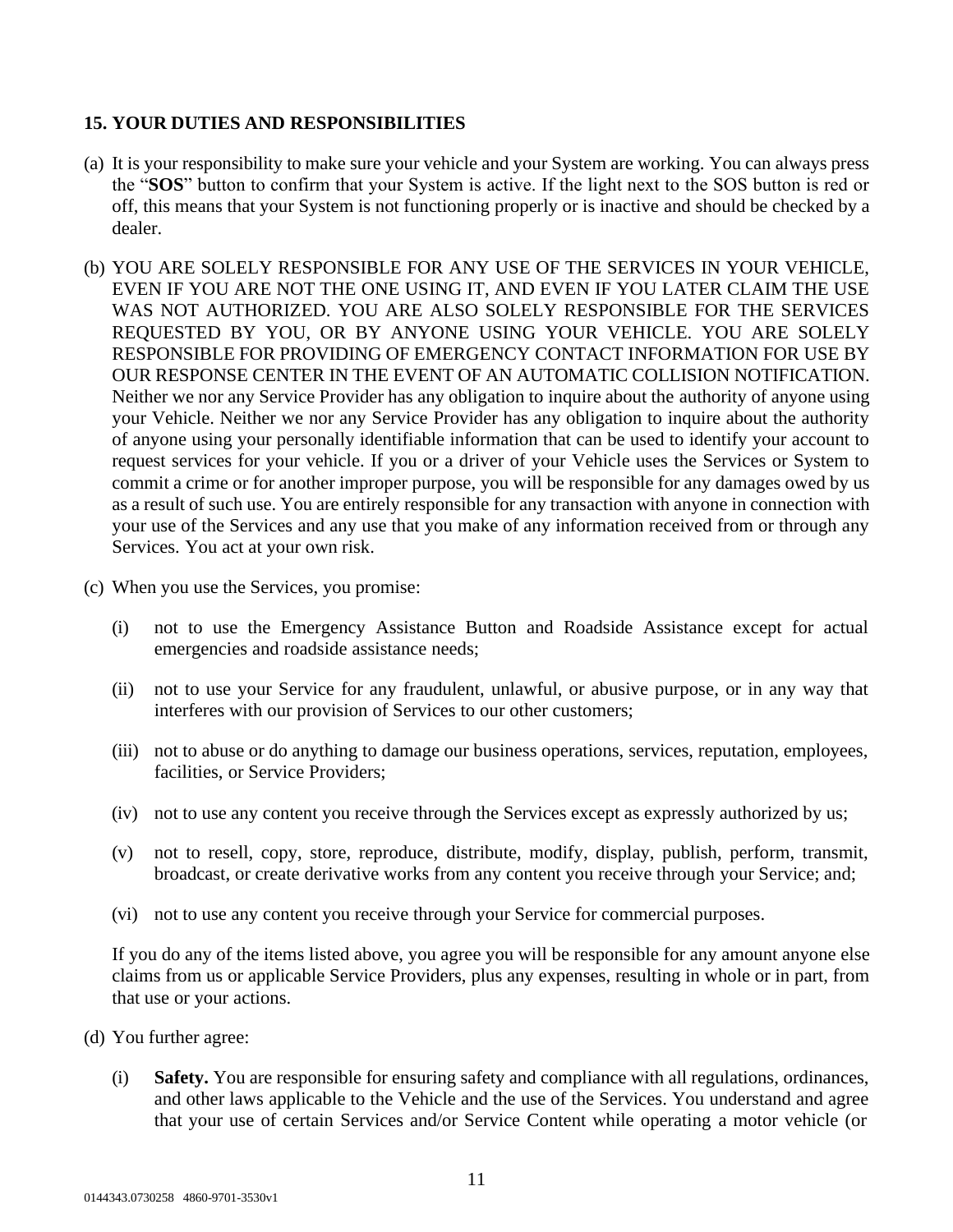## 15. YOUR DUTIES AND RESPONSIBILITIES

(a) It is your responsibility to make sure your vehicle and your System are working. You can always press the "**SOS**" button to confirm that your System is active. If the light next to the SOS button is red or off, this means that your System is not functioning properly or is inactive and should be checked by a dealer.

(b) YOU ARE SOLELY RESPONSIBLE FOR ANY USE OF THE SERVICES IN YOUR VEHICLE, EVEN IF YOU ARE NOT THE ONE USING IT, AND EVEN IF YOU LATER CLAIM THE USE WAS NOT AUTHORIZED. YOU ARE ALSO SOLELY RESPONSIBLE FOR THE SERVICES REQUESTED BY YOU, OR BY ANYONE USING YOUR VEHICLE. YOU ARE SOLELY RESPONSIBLE FOR PROVIDING OF EMERGENCY CONTACT INFORMATION FOR USE BY OUR RESPONSE CENTER IN THE EVENT OF AN AUTOMATIC COLLISION NOTIFICATION. Neither we nor any Service Provider has any obligation to inquire about the authority of anyone using your Vehicle. Neither we nor any Service Provider has any obligation to inquire about the authority of anyone using your personally identifiable information that can be used to identify your account to request services for your vehicle. If you or a driver of your Vehicle uses the Services or System to commit a crime or for another improper purpose, you will be responsible for any damages owed by us as a result of such use. You are entirely responsible for any transaction with anyone in connection with your use of the Services and any use that you make of any information received from or through any Services. You act at your own risk.

(c) When you use the Services, you promise:

   (i) not to use the Emergency Assistance Button and Roadside Assistance except for actual emergencies and roadside assistance needs;

   (ii) not to use your Service for any fraudulent, unlawful, or abusive purpose, or in any way that interferes with our provision of Services to our other customers;

   (iii) not to abuse or do anything to damage our business operations, services, reputation, employees, facilities, or Service Providers;

   (iv) not to use any content you receive through the Services except as expressly authorized by us;

   (v) not to resell, copy, store, reproduce, distribute, modify, display, publish, perform, transmit, broadcast, or create derivative works from any content you receive through your Service; and;

   (vi) not to use any content you receive through your Service for commercial purposes.

   If you do any of the items listed above, you agree you will be responsible for any amount anyone else claims from us or applicable Service Providers, plus any expenses, resulting in whole or in part, from that use or your actions.

(d) You further agree:

   (i) **Safety.** You are responsible for ensuring safety and compliance with all regulations, ordinances, and other laws applicable to the Vehicle and the use of the Services. You understand and agree that your use of certain Services and/or Service Content while operating a motor vehicle (or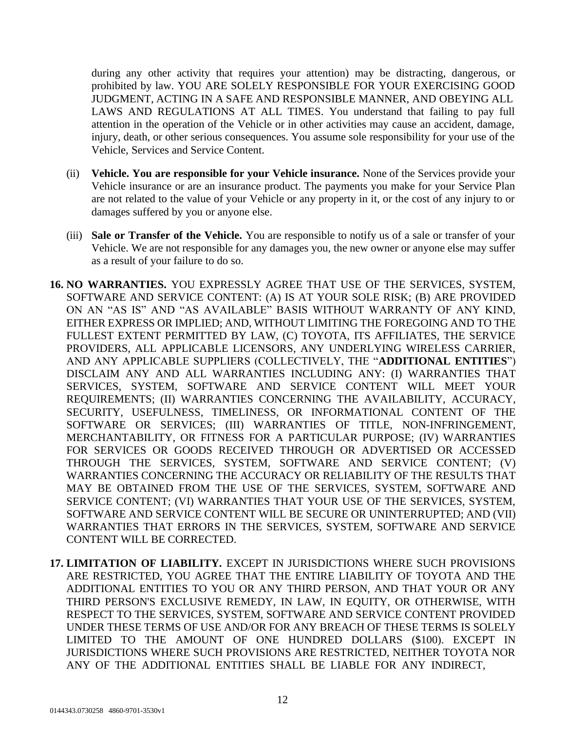during any other activity that requires your attention) may be distracting, dangerous, or prohibited by law. YOU ARE SOLELY RESPONSIBLE FOR YOUR EXERCISING GOOD JUDGMENT, ACTING IN A SAFE AND RESPONSIBLE MANNER, AND OBEYING ALL LAWS AND REGULATIONS AT ALL TIMES. You understand that failing to pay full attention in the operation of the Vehicle or in other activities may cause an accident, damage, injury, death, or other serious consequences. You assume sole responsibility for your use of the Vehicle, Services and Service Content.

(ii) **Vehicle. You are responsible for your Vehicle insurance.** None of the Services provide your Vehicle insurance or are an insurance product. The payments you make for your Service Plan are not related to the value of your Vehicle or any property in it, or the cost of any injury to or damages suffered by you or anyone else.

(iii) **Sale or Transfer of the Vehicle.** You are responsible to notify us of a sale or transfer of your Vehicle. We are not responsible for any damages you, the new owner or anyone else may suffer as a result of your failure to do so.

**16. NO WARRANTIES.** YOU EXPRESSLY AGREE THAT USE OF THE SERVICES, SYSTEM, SOFTWARE AND SERVICE CONTENT: (A) IS AT YOUR SOLE RISK; (B) ARE PROVIDED ON AN "AS IS" AND "AS AVAILABLE" BASIS WITHOUT WARRANTY OF ANY KIND, EITHER EXPRESS OR IMPLIED; AND, WITHOUT LIMITING THE FOREGOING AND TO THE FULLEST EXTENT PERMITTED BY LAW, (C) TOYOTA, ITS AFFILIATES, THE SERVICE PROVIDERS, ALL APPLICABLE LICENSORS, ANY UNDERLYING WIRELESS CARRIER, AND ANY APPLICABLE SUPPLIERS (COLLECTIVELY, THE "**ADDITIONAL ENTITIES**") DISCLAIM ANY AND ALL WARRANTIES INCLUDING ANY: (I) WARRANTIES THAT SERVICES, SYSTEM, SOFTWARE AND SERVICE CONTENT WILL MEET YOUR REQUIREMENTS; (II) WARRANTIES CONCERNING THE AVAILABILITY, ACCURACY, SECURITY, USEFULNESS, TIMELINESS, OR INFORMATIONAL CONTENT OF THE SOFTWARE OR SERVICES; (III) WARRANTIES OF TITLE, NON-INFRINGEMENT, MERCHANTABILITY, OR FITNESS FOR A PARTICULAR PURPOSE; (IV) WARRANTIES FOR SERVICES OR GOODS RECEIVED THROUGH OR ADVERTISED OR ACCESSED THROUGH THE SERVICES, SYSTEM, SOFTWARE AND SERVICE CONTENT; (V) WARRANTIES CONCERNING THE ACCURACY OR RELIABILITY OF THE RESULTS THAT MAY BE OBTAINED FROM THE USE OF THE SERVICES, SYSTEM, SOFTWARE AND SERVICE CONTENT; (VI) WARRANTIES THAT YOUR USE OF THE SERVICES, SYSTEM, SOFTWARE AND SERVICE CONTENT WILL BE SECURE OR UNINTERRUPTED; AND (VII) WARRANTIES THAT ERRORS IN THE SERVICES, SYSTEM, SOFTWARE AND SERVICE CONTENT WILL BE CORRECTED.

**17. LIMITATION OF LIABILITY.** EXCEPT IN JURISDICTIONS WHERE SUCH PROVISIONS ARE RESTRICTED, YOU AGREE THAT THE ENTIRE LIABILITY OF TOYOTA AND THE ADDITIONAL ENTITIES TO YOU OR ANY THIRD PERSON, AND THAT YOUR OR ANY THIRD PERSON'S EXCLUSIVE REMEDY, IN LAW, IN EQUITY, OR OTHERWISE, WITH RESPECT TO THE SERVICES, SYSTEM, SOFTWARE AND SERVICE CONTENT PROVIDED UNDER THESE TERMS OF USE AND/OR FOR ANY BREACH OF THESE TERMS IS SOLELY LIMITED TO THE AMOUNT OF ONE HUNDRED DOLLARS ($100). EXCEPT IN JURISDICTIONS WHERE SUCH PROVISIONS ARE RESTRICTED, NEITHER TOYOTA NOR ANY OF THE ADDITIONAL ENTITIES SHALL BE LIABLE FOR ANY INDIRECT,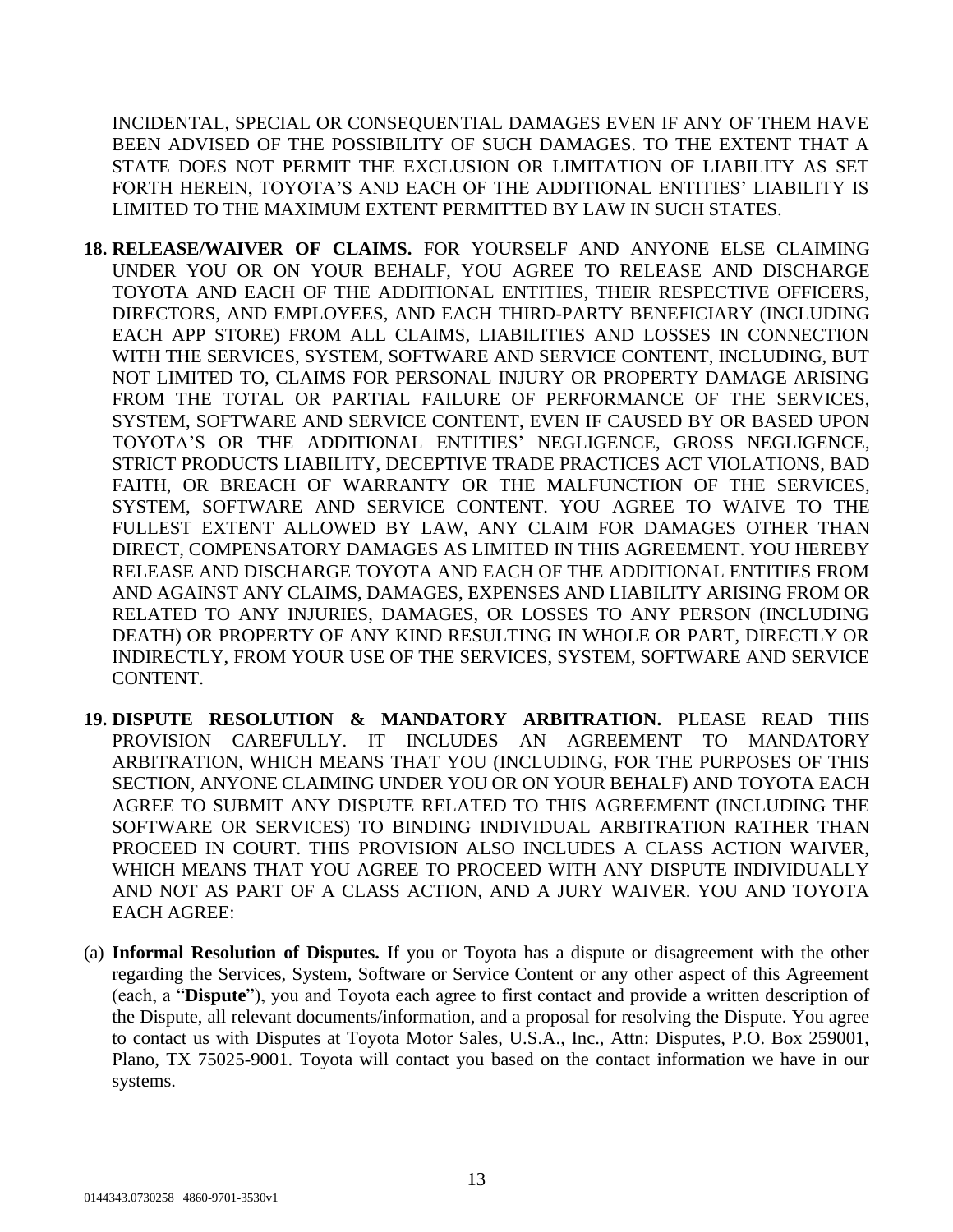INCIDENTAL, SPECIAL OR CONSEQUENTIAL DAMAGES EVEN IF ANY OF THEM HAVE BEEN ADVISED OF THE POSSIBILITY OF SUCH DAMAGES. TO THE EXTENT THAT A STATE DOES NOT PERMIT THE EXCLUSION OR LIMITATION OF LIABILITY AS SET FORTH HEREIN, TOYOTA'S AND EACH OF THE ADDITIONAL ENTITIES' LIABILITY IS LIMITED TO THE MAXIMUM EXTENT PERMITTED BY LAW IN SUCH STATES.

18. **RELEASE/WAIVER OF CLAIMS.** FOR YOURSELF AND ANYONE ELSE CLAIMING UNDER YOU OR ON YOUR BEHALF, YOU AGREE TO RELEASE AND DISCHARGE TOYOTA AND EACH OF THE ADDITIONAL ENTITIES, THEIR RESPECTIVE OFFICERS, DIRECTORS, AND EMPLOYEES, AND EACH THIRD-PARTY BENEFICIARY (INCLUDING EACH APP STORE) FROM ALL CLAIMS, LIABILITIES AND LOSSES IN CONNECTION WITH THE SERVICES, SYSTEM, SOFTWARE AND SERVICE CONTENT, INCLUDING, BUT NOT LIMITED TO, CLAIMS FOR PERSONAL INJURY OR PROPERTY DAMAGE ARISING FROM THE TOTAL OR PARTIAL FAILURE OF PERFORMANCE OF THE SERVICES, SYSTEM, SOFTWARE AND SERVICE CONTENT, EVEN IF CAUSED BY OR BASED UPON TOYOTA'S OR THE ADDITIONAL ENTITIES' NEGLIGENCE, GROSS NEGLIGENCE, STRICT PRODUCTS LIABILITY, DECEPTIVE TRADE PRACTICES ACT VIOLATIONS, BAD FAITH, OR BREACH OF WARRANTY OR THE MALFUNCTION OF THE SERVICES, SYSTEM, SOFTWARE AND SERVICE CONTENT. YOU AGREE TO WAIVE TO THE FULLEST EXTENT ALLOWED BY LAW, ANY CLAIM FOR DAMAGES OTHER THAN DIRECT, COMPENSATORY DAMAGES AS LIMITED IN THIS AGREEMENT. YOU HEREBY RELEASE AND DISCHARGE TOYOTA AND EACH OF THE ADDITIONAL ENTITIES FROM AND AGAINST ANY CLAIMS, DAMAGES, EXPENSES AND LIABILITY ARISING FROM OR RELATED TO ANY INJURIES, DAMAGES, OR LOSSES TO ANY PERSON (INCLUDING DEATH) OR PROPERTY OF ANY KIND RESULTING IN WHOLE OR PART, DIRECTLY OR INDIRECTLY, FROM YOUR USE OF THE SERVICES, SYSTEM, SOFTWARE AND SERVICE CONTENT.

19. **DISPUTE RESOLUTION & MANDATORY ARBITRATION.** PLEASE READ THIS PROVISION CAREFULLY. IT INCLUDES AN AGREEMENT TO MANDATORY ARBITRATION, WHICH MEANS THAT YOU (INCLUDING, FOR THE PURPOSES OF THIS SECTION, ANYONE CLAIMING UNDER YOU OR ON YOUR BEHALF) AND TOYOTA EACH AGREE TO SUBMIT ANY DISPUTE RELATED TO THIS AGREEMENT (INCLUDING THE SOFTWARE OR SERVICES) TO BINDING INDIVIDUAL ARBITRATION RATHER THAN PROCEED IN COURT. THIS PROVISION ALSO INCLUDES A CLASS ACTION WAIVER, WHICH MEANS THAT YOU AGREE TO PROCEED WITH ANY DISPUTE INDIVIDUALLY AND NOT AS PART OF A CLASS ACTION, AND A JURY WAIVER. YOU AND TOYOTA EACH AGREE:

(a) **Informal Resolution of Disputes.** If you or Toyota has a dispute or disagreement with the other regarding the Services, System, Software or Service Content or any other aspect of this Agreement (each, a "**Dispute**"), you and Toyota each agree to first contact and provide a written description of the Dispute, all relevant documents/information, and a proposal for resolving the Dispute. You agree to contact us with Disputes at Toyota Motor Sales, U.S.A., Inc., Attn: Disputes, P.O. Box 259001, Plano, TX 75025-9001. Toyota will contact you based on the contact information we have in our systems.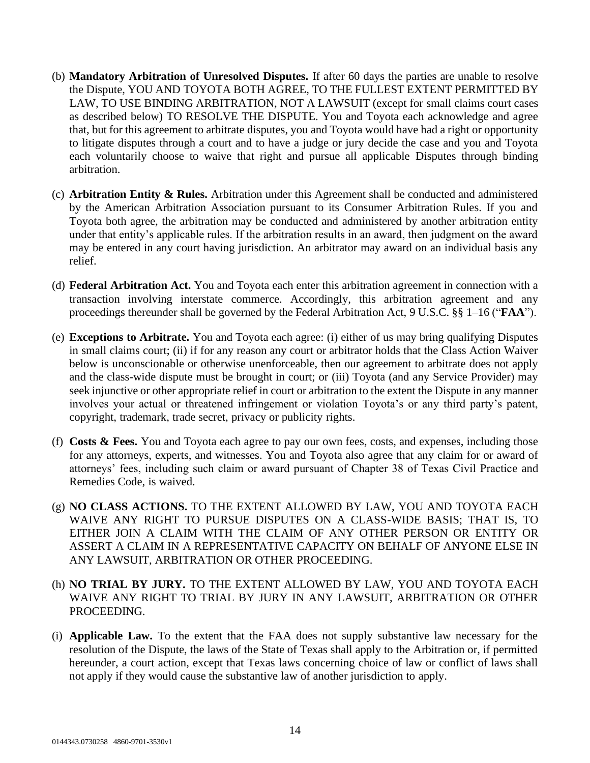(b) **Mandatory Arbitration of Unresolved Disputes.** If after 60 days the parties are unable to resolve the Dispute, YOU AND TOYOTA BOTH AGREE, TO THE FULLEST EXTENT PERMITTED BY LAW, TO USE BINDING ARBITRATION, NOT A LAWSUIT (except for small claims court cases as described below) TO RESOLVE THE DISPUTE. You and Toyota each acknowledge and agree that, but for this agreement to arbitrate disputes, you and Toyota would have had a right or opportunity to litigate disputes through a court and to have a judge or jury decide the case and you and Toyota each voluntarily choose to waive that right and pursue all applicable Disputes through binding arbitration.

(c) **Arbitration Entity & Rules.** Arbitration under this Agreement shall be conducted and administered by the American Arbitration Association pursuant to its Consumer Arbitration Rules. If you and Toyota both agree, the arbitration may be conducted and administered by another arbitration entity under that entity's applicable rules. If the arbitration results in an award, then judgment on the award may be entered in any court having jurisdiction. An arbitrator may award on an individual basis any relief.

(d) **Federal Arbitration Act.** You and Toyota each enter this arbitration agreement in connection with a transaction involving interstate commerce. Accordingly, this arbitration agreement and any proceedings thereunder shall be governed by the Federal Arbitration Act, 9 U.S.C. §§ 1–16 ("**FAA**").

(e) **Exceptions to Arbitrate.** You and Toyota each agree: (i) either of us may bring qualifying Disputes in small claims court; (ii) if for any reason any court or arbitrator holds that the Class Action Waiver below is unconscionable or otherwise unenforceable, then our agreement to arbitrate does not apply and the class-wide dispute must be brought in court; or (iii) Toyota (and any Service Provider) may seek injunctive or other appropriate relief in court or arbitration to the extent the Dispute in any manner involves your actual or threatened infringement or violation Toyota's or any third party's patent, copyright, trademark, trade secret, privacy or publicity rights.

(f) **Costs & Fees.** You and Toyota each agree to pay our own fees, costs, and expenses, including those for any attorneys, experts, and witnesses. You and Toyota also agree that any claim for or award of attorneys' fees, including such claim or award pursuant of Chapter 38 of Texas Civil Practice and Remedies Code, is waived.

(g) **NO CLASS ACTIONS.** TO THE EXTENT ALLOWED BY LAW, YOU AND TOYOTA EACH WAIVE ANY RIGHT TO PURSUE DISPUTES ON A CLASS-WIDE BASIS; THAT IS, TO EITHER JOIN A CLAIM WITH THE CLAIM OF ANY OTHER PERSON OR ENTITY OR ASSERT A CLAIM IN A REPRESENTATIVE CAPACITY ON BEHALF OF ANYONE ELSE IN ANY LAWSUIT, ARBITRATION OR OTHER PROCEEDING.

(h) **NO TRIAL BY JURY.** TO THE EXTENT ALLOWED BY LAW, YOU AND TOYOTA EACH WAIVE ANY RIGHT TO TRIAL BY JURY IN ANY LAWSUIT, ARBITRATION OR OTHER PROCEEDING.

(i) **Applicable Law.** To the extent that the FAA does not supply substantive law necessary for the resolution of the Dispute, the laws of the State of Texas shall apply to the Arbitration or, if permitted hereunder, a court action, except that Texas laws concerning choice of law or conflict of laws shall not apply if they would cause the substantive law of another jurisdiction to apply.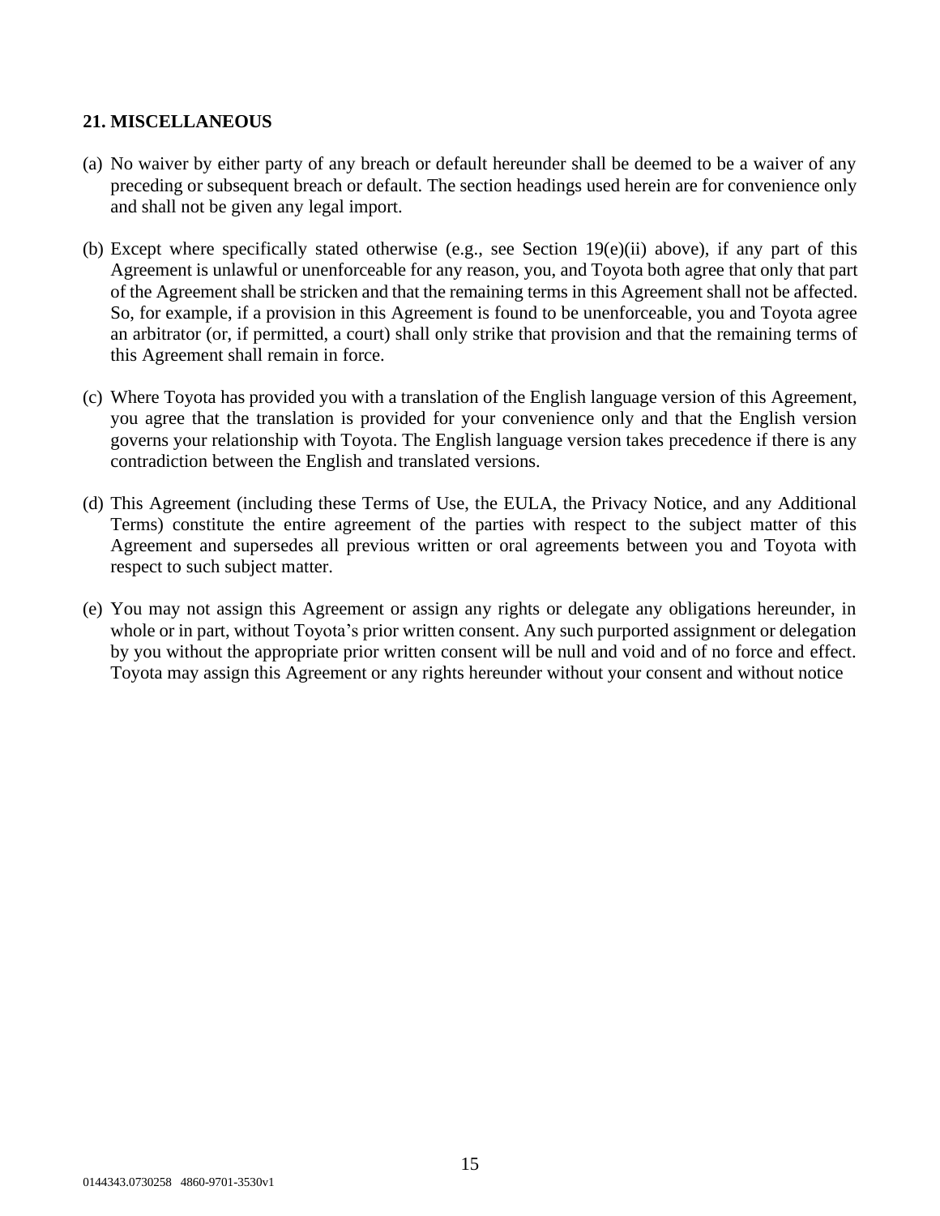## 21. MISCELLANEOUS

(a) No waiver by either party of any breach or default hereunder shall be deemed to be a waiver of any preceding or subsequent breach or default. The section headings used herein are for convenience only and shall not be given any legal import.

(b) Except where specifically stated otherwise (e.g., see Section 19(e)(ii) above), if any part of this Agreement is unlawful or unenforceable for any reason, you, and Toyota both agree that only that part of the Agreement shall be stricken and that the remaining terms in this Agreement shall not be affected. So, for example, if a provision in this Agreement is found to be unenforceable, you and Toyota agree an arbitrator (or, if permitted, a court) shall only strike that provision and that the remaining terms of this Agreement shall remain in force.

(c) Where Toyota has provided you with a translation of the English language version of this Agreement, you agree that the translation is provided for your convenience only and that the English version governs your relationship with Toyota. The English language version takes precedence if there is any contradiction between the English and translated versions.

(d) This Agreement (including these Terms of Use, the EULA, the Privacy Notice, and any Additional Terms) constitute the entire agreement of the parties with respect to the subject matter of this Agreement and supersedes all previous written or oral agreements between you and Toyota with respect to such subject matter.

(e) You may not assign this Agreement or assign any rights or delegate any obligations hereunder, in whole or in part, without Toyota's prior written consent. Any such purported assignment or delegation by you without the appropriate prior written consent will be null and void and of no force and effect. Toyota may assign this Agreement or any rights hereunder without your consent and without notice

0144343.0730258 4860-9701-3530v1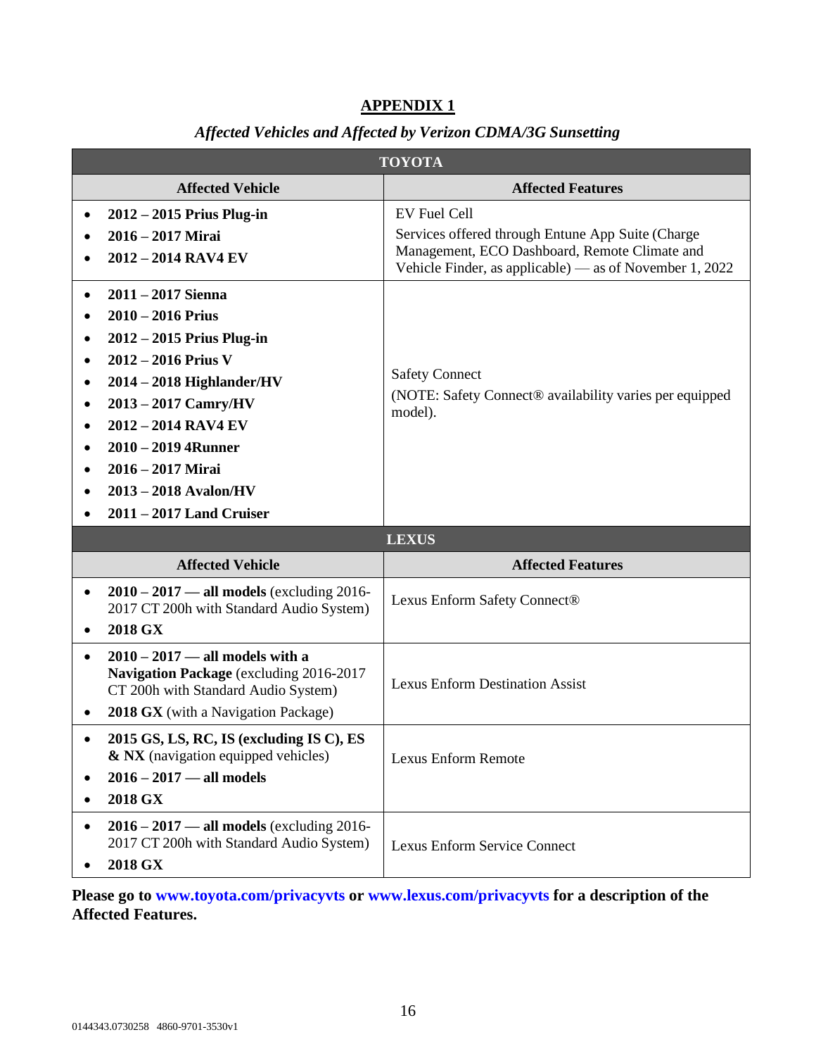# APPENDIX 1

*Affected Vehicles and Affected by Verizon CDMA/3G Sunsetting*

| TOYOTA | |
|---|---|
| **Affected Vehicle** | **Affected Features** |
| • **2012 – 2015 Prius Plug-in**<br>• **2016 – 2017 Mirai**<br>• **2012 – 2014 RAV4 EV** | EV Fuel Cell<br>Services offered through Entune App Suite (Charge Management, ECO Dashboard, Remote Climate and Vehicle Finder, as applicable) — as of November 1, 2022 |
| • **2011 – 2017 Sienna**<br>• **2010 – 2016 Prius**<br>• **2012 – 2015 Prius Plug-in**<br>• **2012 – 2016 Prius V**<br>• **2014 – 2018 Highlander/HV**<br>• **2013 – 2017 Camry/HV**<br>• **2012 – 2014 RAV4 EV**<br>• **2010 – 2019 4Runner**<br>• **2016 – 2017 Mirai**<br>• **2013 – 2018 Avalon/HV**<br>• **2011 – 2017 Land Cruiser** | Safety Connect<br>(NOTE: Safety Connect® availability varies per equipped model). |

| LEXUS | |
|---|---|
| **Affected Vehicle** | **Affected Features** |
| • **2010 – 2017 — all models** (excluding 2016-2017 CT 200h with Standard Audio System)<br>• **2018 GX** | Lexus Enform Safety Connect® |
| • **2010 – 2017 — all models with a Navigation Package** (excluding 2016-2017 CT 200h with Standard Audio System)<br>• **2018 GX** (with a Navigation Package) | Lexus Enform Destination Assist |
| • **2015 GS, LS, RC, IS (excluding IS C), ES & NX** (navigation equipped vehicles)<br>• **2016 – 2017 — all models**<br>• **2018 GX** | Lexus Enform Remote |
| • **2016 – 2017 — all models** (excluding 2016-2017 CT 200h with Standard Audio System)<br>• **2018 GX** | Lexus Enform Service Connect |

**Please go to www.toyota.com/privacyvts or www.lexus.com/privacyvts for a description of the Affected Features.**

0144343.0730258 4860-9701-3530v1